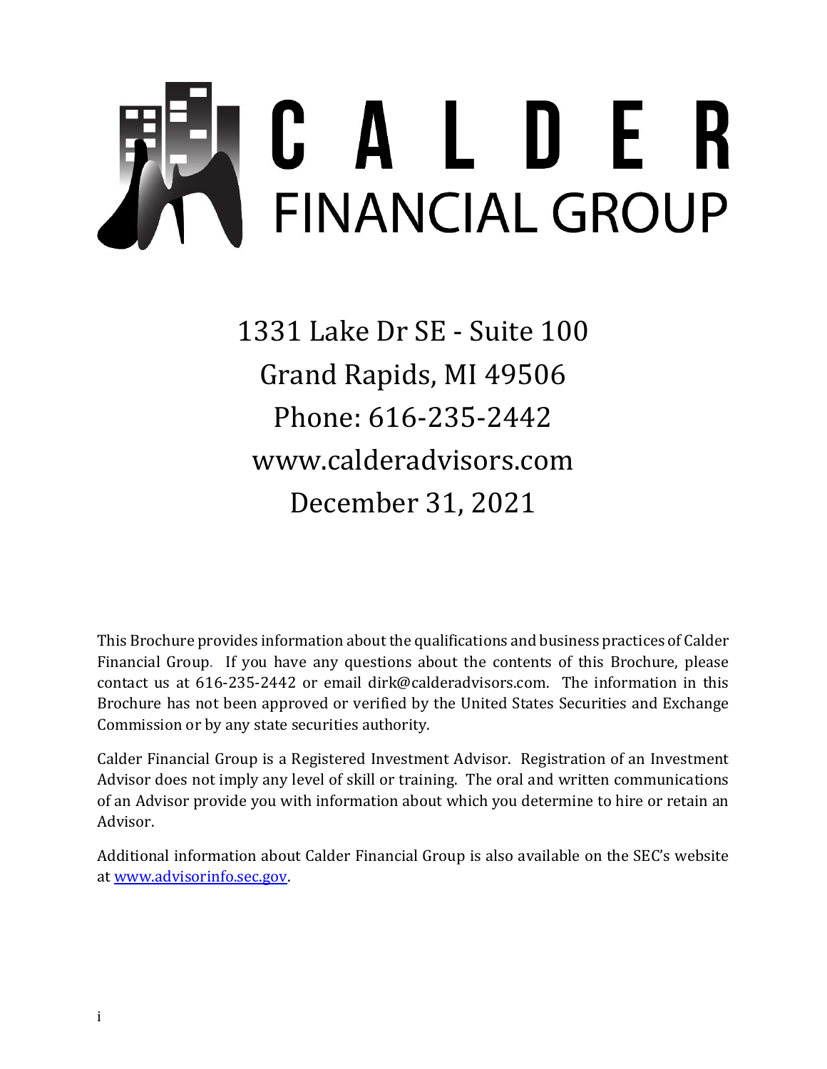# CALDER FINANCIAL GROUP

1331 Lake Dr SE - Suite 100

Grand Rapids, MI 49506

Phone: 616-235-2442

www.calderadvisors.com

December 31, 2021

This Brochure provides information about the qualifications and business practices of Calder Financial Group. If you have any questions about the contents of this Brochure, please contact us at 616-235-2442 or email dirk@calderadvisors.com. The information in this Brochure has not been approved or verified by the United States Securities and Exchange Commission or by any state securities authority.

Calder Financial Group is a Registered Investment Advisor. Registration of an Investment Advisor does not imply any level of skill or training. The oral and written communications of an Advisor provide you with information about which you determine to hire or retain an Advisor.

Additional information about Calder Financial Group is also available on the SEC's website at www.advisorinfo.sec.gov.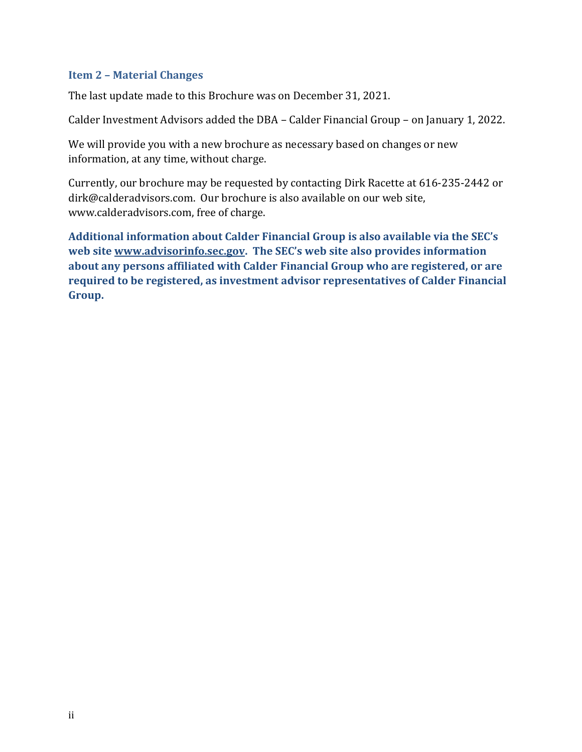## Item 2 – Material Changes

The last update made to this Brochure was on December 31, 2021.

Calder Investment Advisors added the DBA – Calder Financial Group – on January 1, 2022.

We will provide you with a new brochure as necessary based on changes or new information, at any time, without charge.

Currently, our brochure may be requested by contacting Dirk Racette at 616-235-2442 or dirk@calderadvisors.com. Our brochure is also available on our web site, www.calderadvisors.com, free of charge.

**Additional information about Calder Financial Group is also available via the SEC's web site www.advisorinfo.sec.gov. The SEC's web site also provides information about any persons affiliated with Calder Financial Group who are registered, or are required to be registered, as investment advisor representatives of Calder Financial Group.**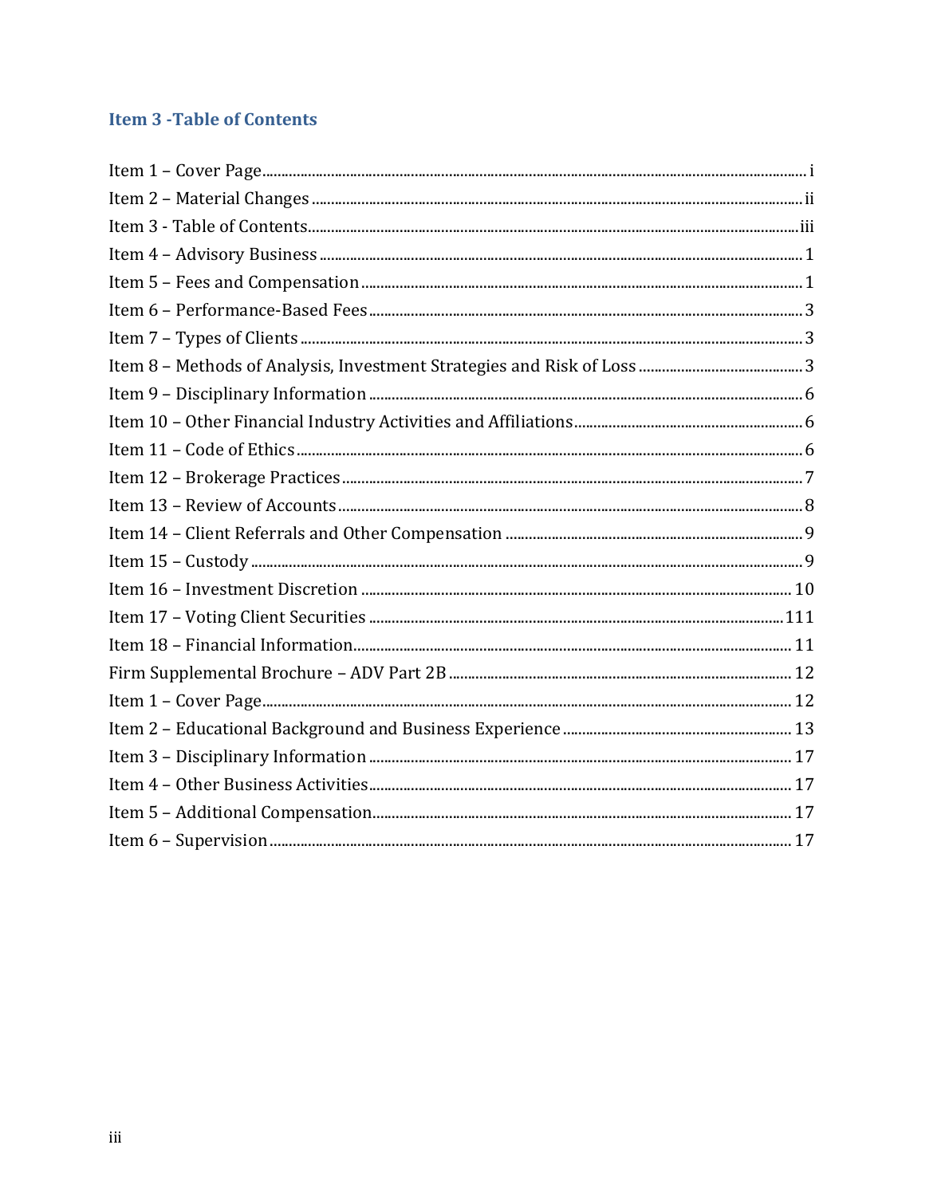## Item 3 -Table of Contents

Item 1 – Cover Page ..... i
Item 2 – Material Changes ..... ii
Item 3 - Table of Contents ..... iii
Item 4 – Advisory Business ..... 1
Item 5 – Fees and Compensation ..... 1
Item 6 – Performance-Based Fees ..... 3
Item 7 – Types of Clients ..... 3
Item 8 – Methods of Analysis, Investment Strategies and Risk of Loss ..... 3
Item 9 – Disciplinary Information ..... 6
Item 10 – Other Financial Industry Activities and Affiliations ..... 6
Item 11 – Code of Ethics ..... 6
Item 12 – Brokerage Practices ..... 7
Item 13 – Review of Accounts ..... 8
Item 14 – Client Referrals and Other Compensation ..... 9
Item 15 – Custody ..... 9
Item 16 – Investment Discretion ..... 10
Item 17 – Voting Client Securities ..... 111
Item 18 – Financial Information ..... 11
Firm Supplemental Brochure – ADV Part 2B ..... 12
Item 1 – Cover Page ..... 12
Item 2 – Educational Background and Business Experience ..... 13
Item 3 – Disciplinary Information ..... 17
Item 4 – Other Business Activities ..... 17
Item 5 – Additional Compensation ..... 17
Item 6 – Supervision ..... 17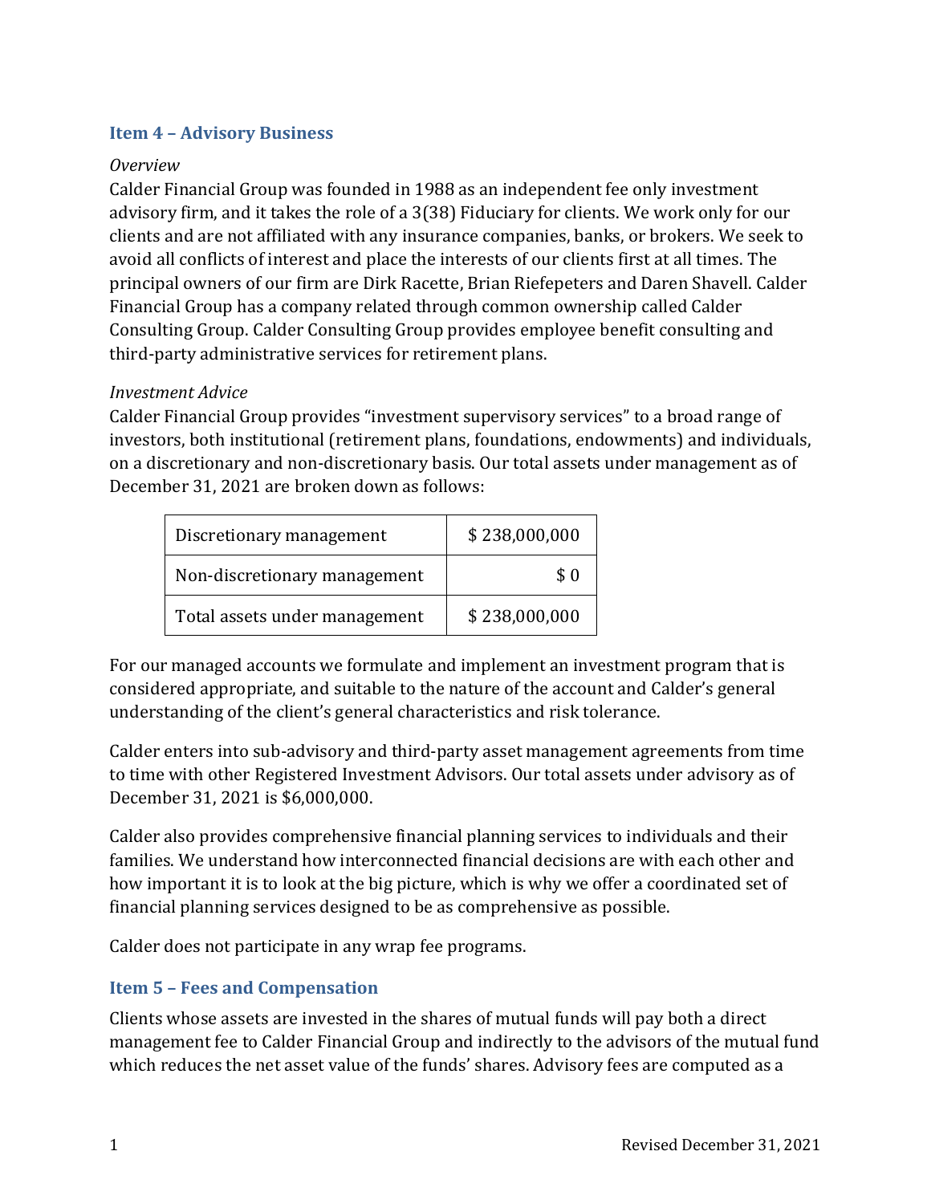## Item 4 – Advisory Business

*Overview*

Calder Financial Group was founded in 1988 as an independent fee only investment advisory firm, and it takes the role of a 3(38) Fiduciary for clients. We work only for our clients and are not affiliated with any insurance companies, banks, or brokers. We seek to avoid all conflicts of interest and place the interests of our clients first at all times. The principal owners of our firm are Dirk Racette, Brian Riefepeters and Daren Shavell. Calder Financial Group has a company related through common ownership called Calder Consulting Group. Calder Consulting Group provides employee benefit consulting and third-party administrative services for retirement plans.

*Investment Advice*

Calder Financial Group provides "investment supervisory services" to a broad range of investors, both institutional (retirement plans, foundations, endowments) and individuals, on a discretionary and non-discretionary basis. Our total assets under management as of December 31, 2021 are broken down as follows:

| | |
|---|---|
| Discretionary management | $ 238,000,000 |
| Non-discretionary management | $ 0 |
| Total assets under management | $ 238,000,000 |

For our managed accounts we formulate and implement an investment program that is considered appropriate, and suitable to the nature of the account and Calder's general understanding of the client's general characteristics and risk tolerance.

Calder enters into sub-advisory and third-party asset management agreements from time to time with other Registered Investment Advisors. Our total assets under advisory as of December 31, 2021 is $6,000,000.

Calder also provides comprehensive financial planning services to individuals and their families. We understand how interconnected financial decisions are with each other and how important it is to look at the big picture, which is why we offer a coordinated set of financial planning services designed to be as comprehensive as possible.

Calder does not participate in any wrap fee programs.

## Item 5 – Fees and Compensation

Clients whose assets are invested in the shares of mutual funds will pay both a direct management fee to Calder Financial Group and indirectly to the advisors of the mutual fund which reduces the net asset value of the funds' shares. Advisory fees are computed as a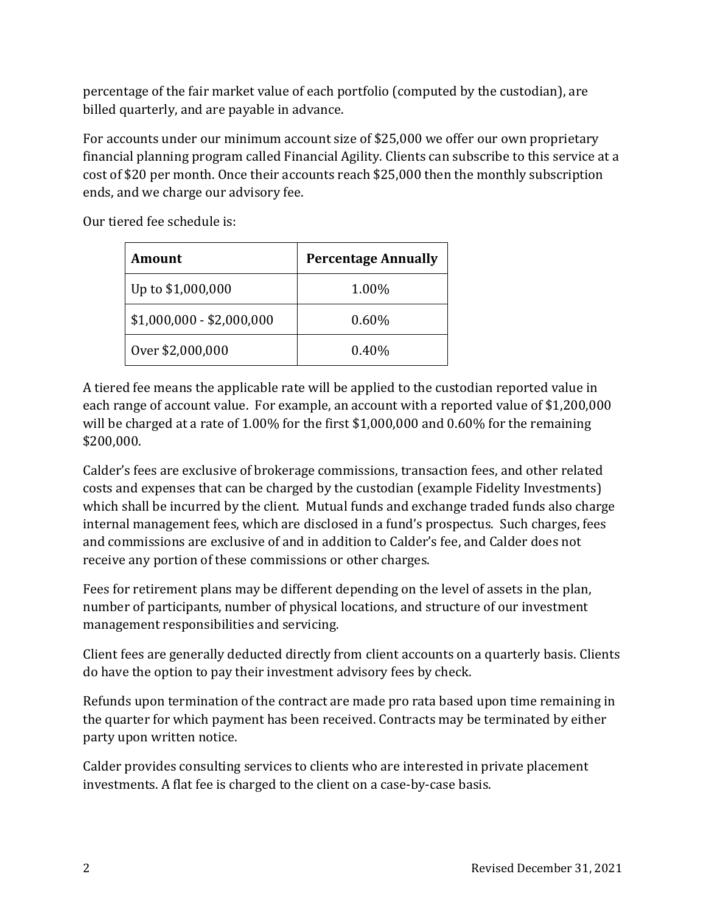percentage of the fair market value of each portfolio (computed by the custodian), are billed quarterly, and are payable in advance.

For accounts under our minimum account size of $25,000 we offer our own proprietary financial planning program called Financial Agility. Clients can subscribe to this service at a cost of $20 per month. Once their accounts reach $25,000 then the monthly subscription ends, and we charge our advisory fee.

Our tiered fee schedule is:

| **Amount** | **Percentage Annually** |
|---|---|
| Up to $1,000,000 | 1.00% |
| $1,000,000 - $2,000,000 | 0.60% |
| Over $2,000,000 | 0.40% |

A tiered fee means the applicable rate will be applied to the custodian reported value in each range of account value. For example, an account with a reported value of $1,200,000 will be charged at a rate of 1.00% for the first $1,000,000 and 0.60% for the remaining $200,000.

Calder's fees are exclusive of brokerage commissions, transaction fees, and other related costs and expenses that can be charged by the custodian (example Fidelity Investments) which shall be incurred by the client. Mutual funds and exchange traded funds also charge internal management fees, which are disclosed in a fund's prospectus. Such charges, fees and commissions are exclusive of and in addition to Calder's fee, and Calder does not receive any portion of these commissions or other charges.

Fees for retirement plans may be different depending on the level of assets in the plan, number of participants, number of physical locations, and structure of our investment management responsibilities and servicing.

Client fees are generally deducted directly from client accounts on a quarterly basis. Clients do have the option to pay their investment advisory fees by check.

Refunds upon termination of the contract are made pro rata based upon time remaining in the quarter for which payment has been received. Contracts may be terminated by either party upon written notice.

Calder provides consulting services to clients who are interested in private placement investments. A flat fee is charged to the client on a case-by-case basis.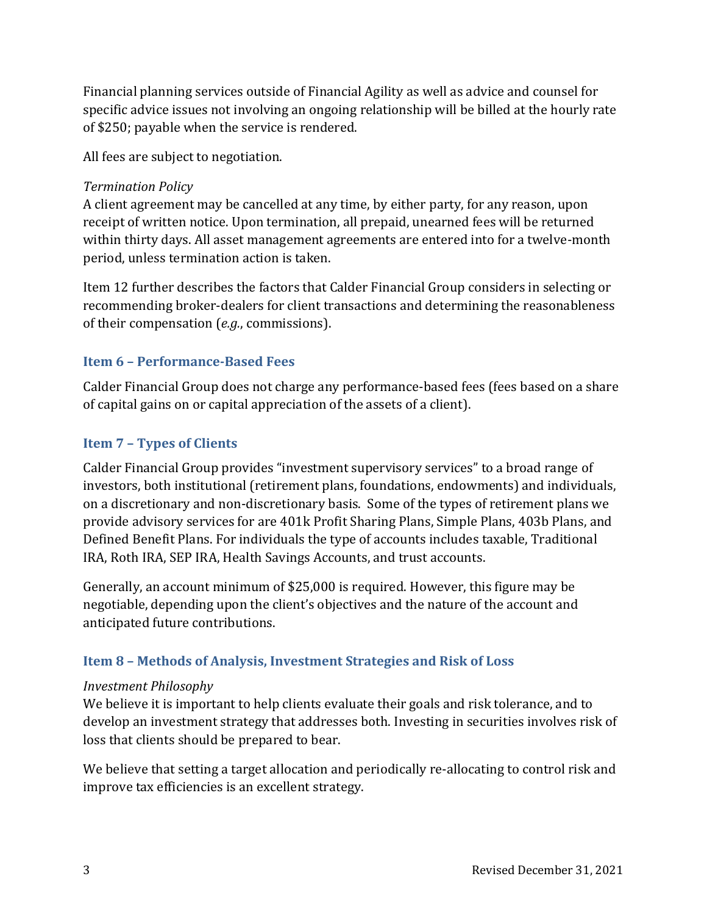Financial planning services outside of Financial Agility as well as advice and counsel for specific advice issues not involving an ongoing relationship will be billed at the hourly rate of $250; payable when the service is rendered.

All fees are subject to negotiation.

*Termination Policy*
A client agreement may be cancelled at any time, by either party, for any reason, upon receipt of written notice. Upon termination, all prepaid, unearned fees will be returned within thirty days. All asset management agreements are entered into for a twelve-month period, unless termination action is taken.

Item 12 further describes the factors that Calder Financial Group considers in selecting or recommending broker-dealers for client transactions and determining the reasonableness of their compensation (*e.g.*, commissions).

## Item 6 – Performance-Based Fees

Calder Financial Group does not charge any performance-based fees (fees based on a share of capital gains on or capital appreciation of the assets of a client).

## Item 7 – Types of Clients

Calder Financial Group provides "investment supervisory services" to a broad range of investors, both institutional (retirement plans, foundations, endowments) and individuals, on a discretionary and non-discretionary basis. Some of the types of retirement plans we provide advisory services for are 401k Profit Sharing Plans, Simple Plans, 403b Plans, and Defined Benefit Plans. For individuals the type of accounts includes taxable, Traditional IRA, Roth IRA, SEP IRA, Health Savings Accounts, and trust accounts.

Generally, an account minimum of $25,000 is required. However, this figure may be negotiable, depending upon the client's objectives and the nature of the account and anticipated future contributions.

## Item 8 – Methods of Analysis, Investment Strategies and Risk of Loss

*Investment Philosophy*
We believe it is important to help clients evaluate their goals and risk tolerance, and to develop an investment strategy that addresses both. Investing in securities involves risk of loss that clients should be prepared to bear.

We believe that setting a target allocation and periodically re-allocating to control risk and improve tax efficiencies is an excellent strategy.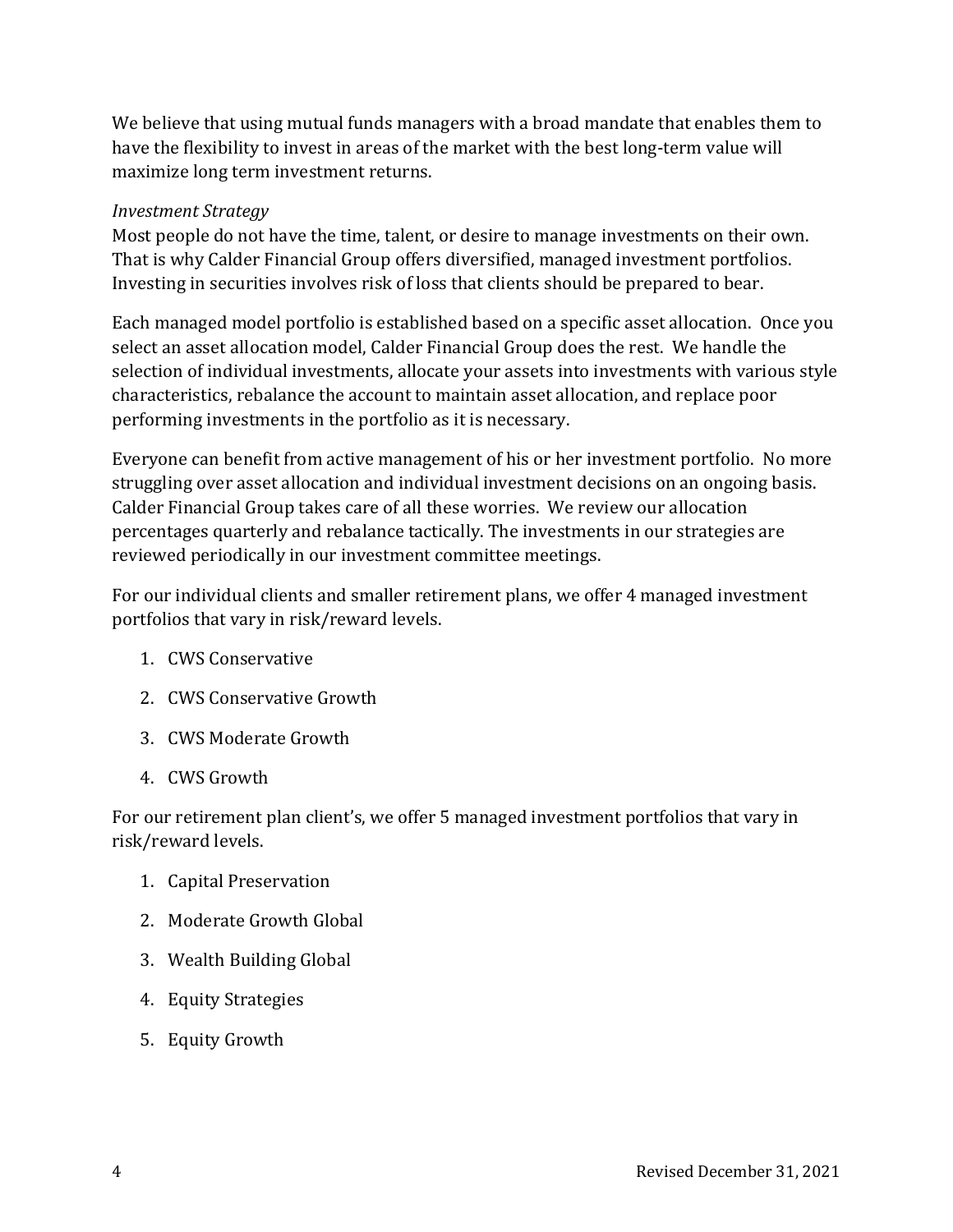We believe that using mutual funds managers with a broad mandate that enables them to have the flexibility to invest in areas of the market with the best long-term value will maximize long term investment returns.

*Investment Strategy*

Most people do not have the time, talent, or desire to manage investments on their own. That is why Calder Financial Group offers diversified, managed investment portfolios. Investing in securities involves risk of loss that clients should be prepared to bear.

Each managed model portfolio is established based on a specific asset allocation. Once you select an asset allocation model, Calder Financial Group does the rest. We handle the selection of individual investments, allocate your assets into investments with various style characteristics, rebalance the account to maintain asset allocation, and replace poor performing investments in the portfolio as it is necessary.

Everyone can benefit from active management of his or her investment portfolio. No more struggling over asset allocation and individual investment decisions on an ongoing basis. Calder Financial Group takes care of all these worries. We review our allocation percentages quarterly and rebalance tactically. The investments in our strategies are reviewed periodically in our investment committee meetings.

For our individual clients and smaller retirement plans, we offer 4 managed investment portfolios that vary in risk/reward levels.

1. CWS Conservative
2. CWS Conservative Growth
3. CWS Moderate Growth
4. CWS Growth

For our retirement plan client's, we offer 5 managed investment portfolios that vary in risk/reward levels.

1. Capital Preservation
2. Moderate Growth Global
3. Wealth Building Global
4. Equity Strategies
5. Equity Growth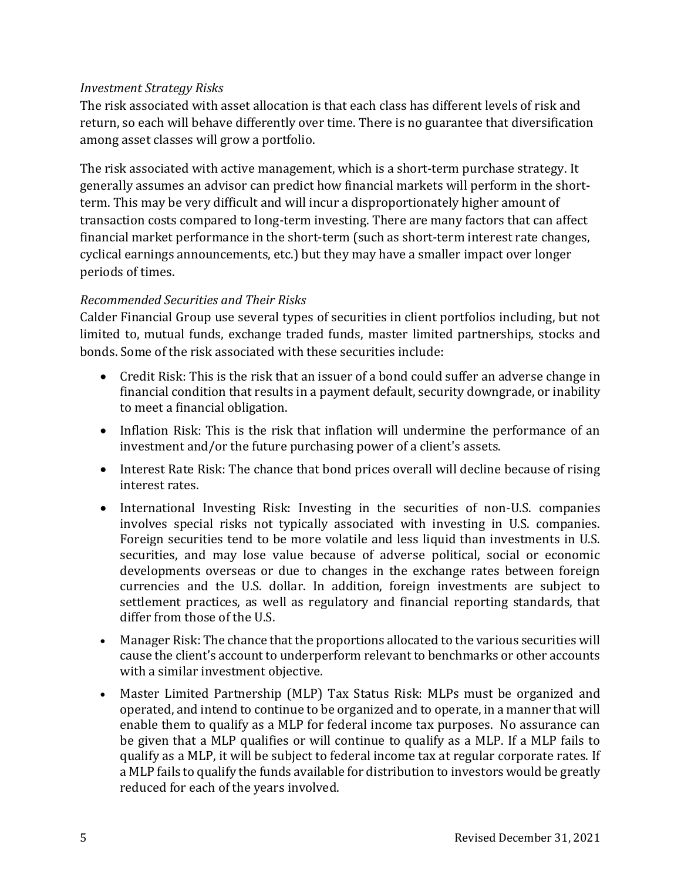*Investment Strategy Risks*

The risk associated with asset allocation is that each class has different levels of risk and return, so each will behave differently over time. There is no guarantee that diversification among asset classes will grow a portfolio.

The risk associated with active management, which is a short-term purchase strategy. It generally assumes an advisor can predict how financial markets will perform in the short-term. This may be very difficult and will incur a disproportionately higher amount of transaction costs compared to long-term investing. There are many factors that can affect financial market performance in the short-term (such as short-term interest rate changes, cyclical earnings announcements, etc.) but they may have a smaller impact over longer periods of times.

*Recommended Securities and Their Risks*

Calder Financial Group use several types of securities in client portfolios including, but not limited to, mutual funds, exchange traded funds, master limited partnerships, stocks and bonds. Some of the risk associated with these securities include:

- Credit Risk: This is the risk that an issuer of a bond could suffer an adverse change in financial condition that results in a payment default, security downgrade, or inability to meet a financial obligation.
- Inflation Risk: This is the risk that inflation will undermine the performance of an investment and/or the future purchasing power of a client's assets.
- Interest Rate Risk: The chance that bond prices overall will decline because of rising interest rates.
- International Investing Risk: Investing in the securities of non-U.S. companies involves special risks not typically associated with investing in U.S. companies. Foreign securities tend to be more volatile and less liquid than investments in U.S. securities, and may lose value because of adverse political, social or economic developments overseas or due to changes in the exchange rates between foreign currencies and the U.S. dollar. In addition, foreign investments are subject to settlement practices, as well as regulatory and financial reporting standards, that differ from those of the U.S.
- Manager Risk: The chance that the proportions allocated to the various securities will cause the client's account to underperform relevant to benchmarks or other accounts with a similar investment objective.
- Master Limited Partnership (MLP) Tax Status Risk: MLPs must be organized and operated, and intend to continue to be organized and to operate, in a manner that will enable them to qualify as a MLP for federal income tax purposes. No assurance can be given that a MLP qualifies or will continue to qualify as a MLP. If a MLP fails to qualify as a MLP, it will be subject to federal income tax at regular corporate rates. If a MLP fails to qualify the funds available for distribution to investors would be greatly reduced for each of the years involved.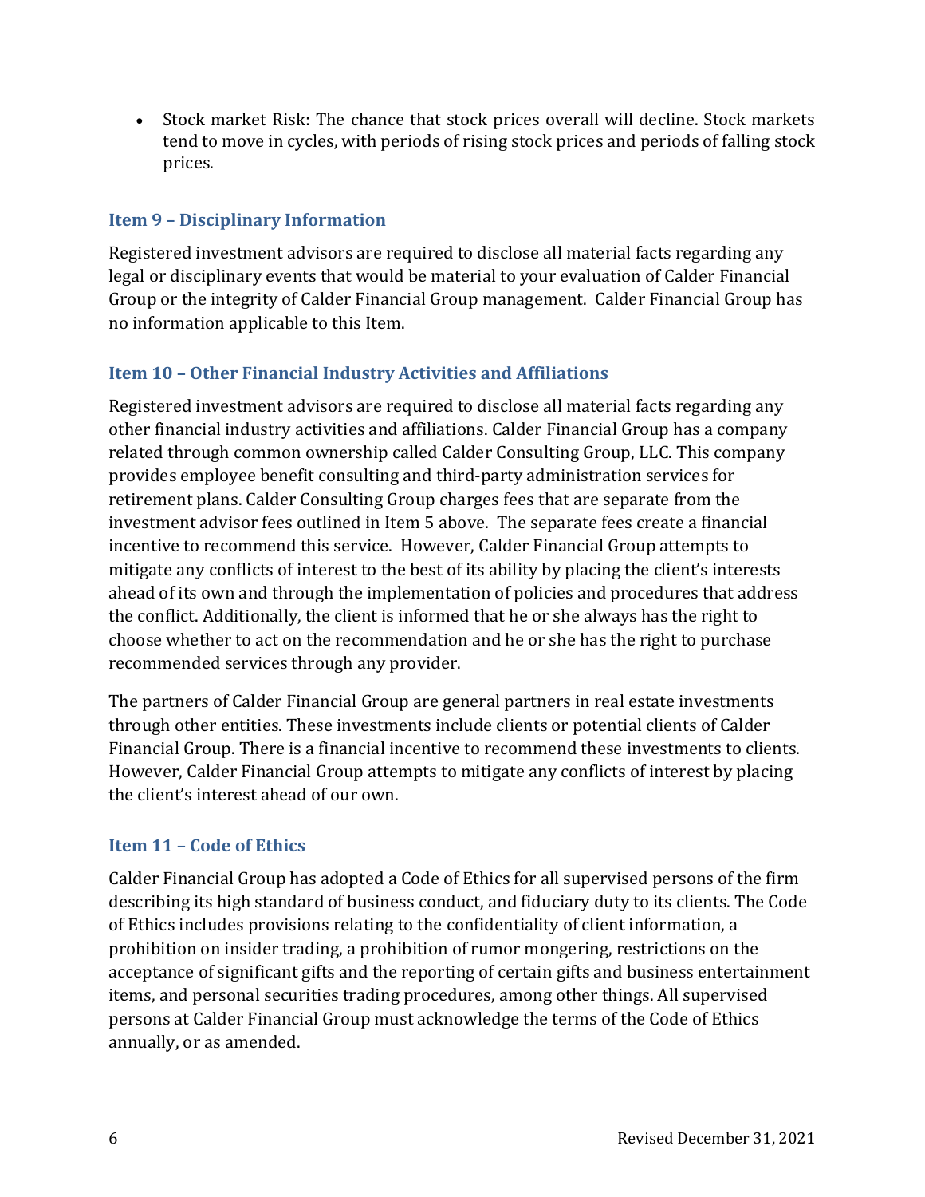- Stock market Risk: The chance that stock prices overall will decline. Stock markets tend to move in cycles, with periods of rising stock prices and periods of falling stock prices.

## Item 9 – Disciplinary Information

Registered investment advisors are required to disclose all material facts regarding any legal or disciplinary events that would be material to your evaluation of Calder Financial Group or the integrity of Calder Financial Group management. Calder Financial Group has no information applicable to this Item.

## Item 10 – Other Financial Industry Activities and Affiliations

Registered investment advisors are required to disclose all material facts regarding any other financial industry activities and affiliations. Calder Financial Group has a company related through common ownership called Calder Consulting Group, LLC. This company provides employee benefit consulting and third-party administration services for retirement plans. Calder Consulting Group charges fees that are separate from the investment advisor fees outlined in Item 5 above. The separate fees create a financial incentive to recommend this service. However, Calder Financial Group attempts to mitigate any conflicts of interest to the best of its ability by placing the client's interests ahead of its own and through the implementation of policies and procedures that address the conflict. Additionally, the client is informed that he or she always has the right to choose whether to act on the recommendation and he or she has the right to purchase recommended services through any provider.

The partners of Calder Financial Group are general partners in real estate investments through other entities. These investments include clients or potential clients of Calder Financial Group. There is a financial incentive to recommend these investments to clients. However, Calder Financial Group attempts to mitigate any conflicts of interest by placing the client's interest ahead of our own.

## Item 11 – Code of Ethics

Calder Financial Group has adopted a Code of Ethics for all supervised persons of the firm describing its high standard of business conduct, and fiduciary duty to its clients. The Code of Ethics includes provisions relating to the confidentiality of client information, a prohibition on insider trading, a prohibition of rumor mongering, restrictions on the acceptance of significant gifts and the reporting of certain gifts and business entertainment items, and personal securities trading procedures, among other things. All supervised persons at Calder Financial Group must acknowledge the terms of the Code of Ethics annually, or as amended.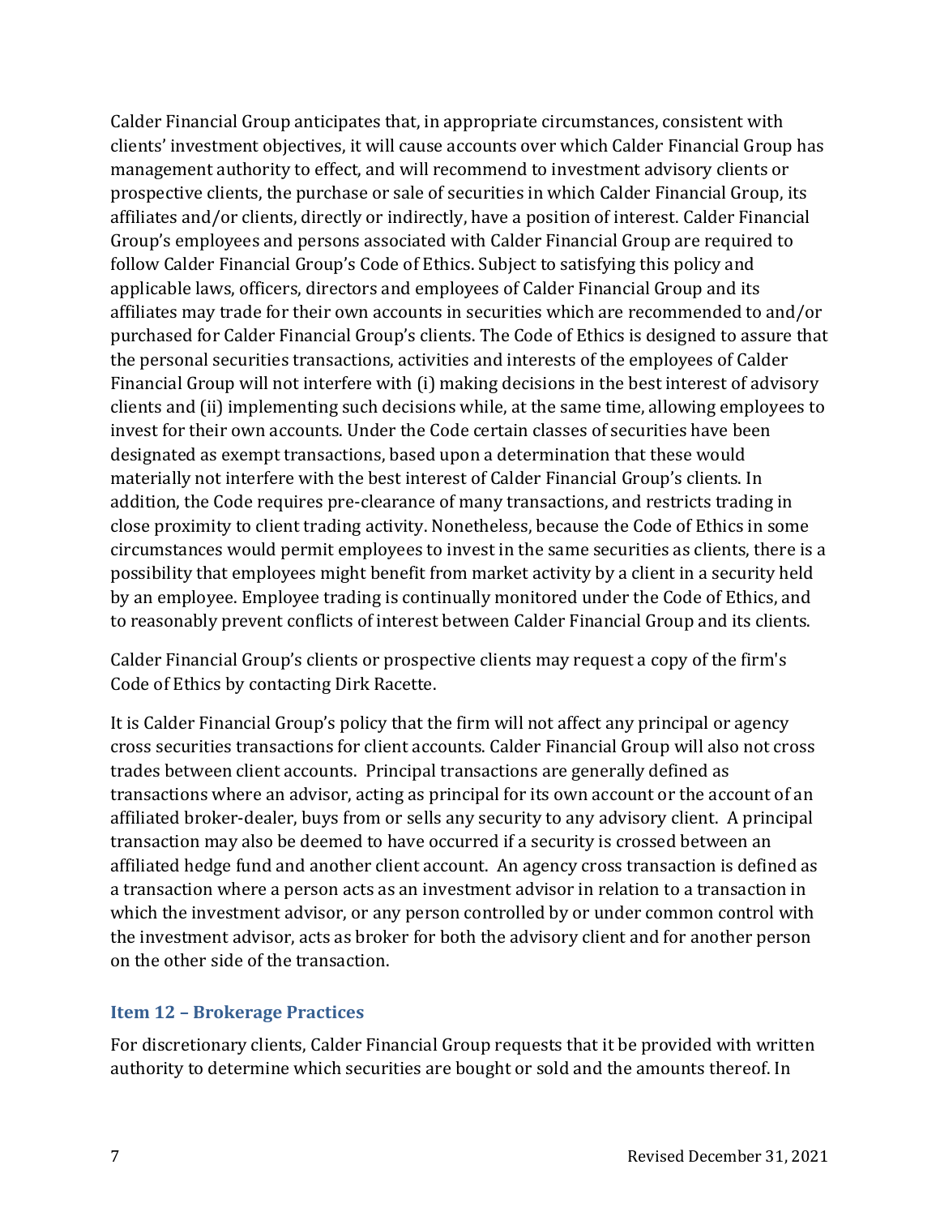Calder Financial Group anticipates that, in appropriate circumstances, consistent with clients' investment objectives, it will cause accounts over which Calder Financial Group has management authority to effect, and will recommend to investment advisory clients or prospective clients, the purchase or sale of securities in which Calder Financial Group, its affiliates and/or clients, directly or indirectly, have a position of interest. Calder Financial Group's employees and persons associated with Calder Financial Group are required to follow Calder Financial Group's Code of Ethics. Subject to satisfying this policy and applicable laws, officers, directors and employees of Calder Financial Group and its affiliates may trade for their own accounts in securities which are recommended to and/or purchased for Calder Financial Group's clients. The Code of Ethics is designed to assure that the personal securities transactions, activities and interests of the employees of Calder Financial Group will not interfere with (i) making decisions in the best interest of advisory clients and (ii) implementing such decisions while, at the same time, allowing employees to invest for their own accounts. Under the Code certain classes of securities have been designated as exempt transactions, based upon a determination that these would materially not interfere with the best interest of Calder Financial Group's clients. In addition, the Code requires pre-clearance of many transactions, and restricts trading in close proximity to client trading activity. Nonetheless, because the Code of Ethics in some circumstances would permit employees to invest in the same securities as clients, there is a possibility that employees might benefit from market activity by a client in a security held by an employee. Employee trading is continually monitored under the Code of Ethics, and to reasonably prevent conflicts of interest between Calder Financial Group and its clients.

Calder Financial Group's clients or prospective clients may request a copy of the firm's Code of Ethics by contacting Dirk Racette.

It is Calder Financial Group's policy that the firm will not affect any principal or agency cross securities transactions for client accounts. Calder Financial Group will also not cross trades between client accounts. Principal transactions are generally defined as transactions where an advisor, acting as principal for its own account or the account of an affiliated broker-dealer, buys from or sells any security to any advisory client. A principal transaction may also be deemed to have occurred if a security is crossed between an affiliated hedge fund and another client account. An agency cross transaction is defined as a transaction where a person acts as an investment advisor in relation to a transaction in which the investment advisor, or any person controlled by or under common control with the investment advisor, acts as broker for both the advisory client and for another person on the other side of the transaction.

### Item 12 – Brokerage Practices

For discretionary clients, Calder Financial Group requests that it be provided with written authority to determine which securities are bought or sold and the amounts thereof. In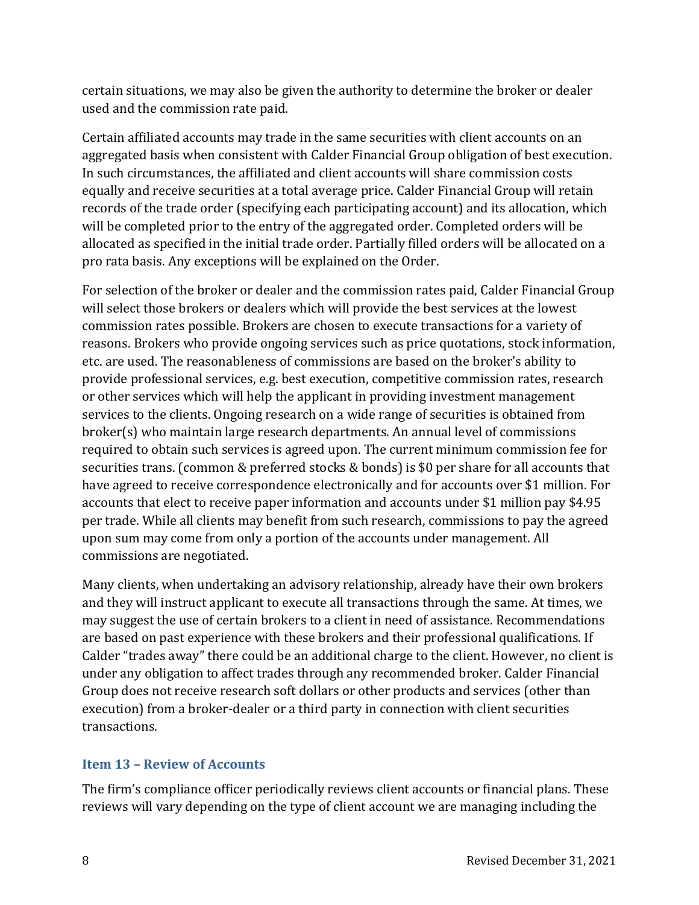certain situations, we may also be given the authority to determine the broker or dealer used and the commission rate paid.

Certain affiliated accounts may trade in the same securities with client accounts on an aggregated basis when consistent with Calder Financial Group obligation of best execution. In such circumstances, the affiliated and client accounts will share commission costs equally and receive securities at a total average price. Calder Financial Group will retain records of the trade order (specifying each participating account) and its allocation, which will be completed prior to the entry of the aggregated order. Completed orders will be allocated as specified in the initial trade order. Partially filled orders will be allocated on a pro rata basis. Any exceptions will be explained on the Order.

For selection of the broker or dealer and the commission rates paid, Calder Financial Group will select those brokers or dealers which will provide the best services at the lowest commission rates possible. Brokers are chosen to execute transactions for a variety of reasons. Brokers who provide ongoing services such as price quotations, stock information, etc. are used. The reasonableness of commissions are based on the broker's ability to provide professional services, e.g. best execution, competitive commission rates, research or other services which will help the applicant in providing investment management services to the clients. Ongoing research on a wide range of securities is obtained from broker(s) who maintain large research departments. An annual level of commissions required to obtain such services is agreed upon. The current minimum commission fee for securities trans. (common & preferred stocks & bonds) is $0 per share for all accounts that have agreed to receive correspondence electronically and for accounts over $1 million. For accounts that elect to receive paper information and accounts under $1 million pay $4.95 per trade. While all clients may benefit from such research, commissions to pay the agreed upon sum may come from only a portion of the accounts under management. All commissions are negotiated.

Many clients, when undertaking an advisory relationship, already have their own brokers and they will instruct applicant to execute all transactions through the same. At times, we may suggest the use of certain brokers to a client in need of assistance. Recommendations are based on past experience with these brokers and their professional qualifications. If Calder "trades away" there could be an additional charge to the client. However, no client is under any obligation to affect trades through any recommended broker. Calder Financial Group does not receive research soft dollars or other products and services (other than execution) from a broker-dealer or a third party in connection with client securities transactions.

## Item 13 – Review of Accounts

The firm's compliance officer periodically reviews client accounts or financial plans. These reviews will vary depending on the type of client account we are managing including the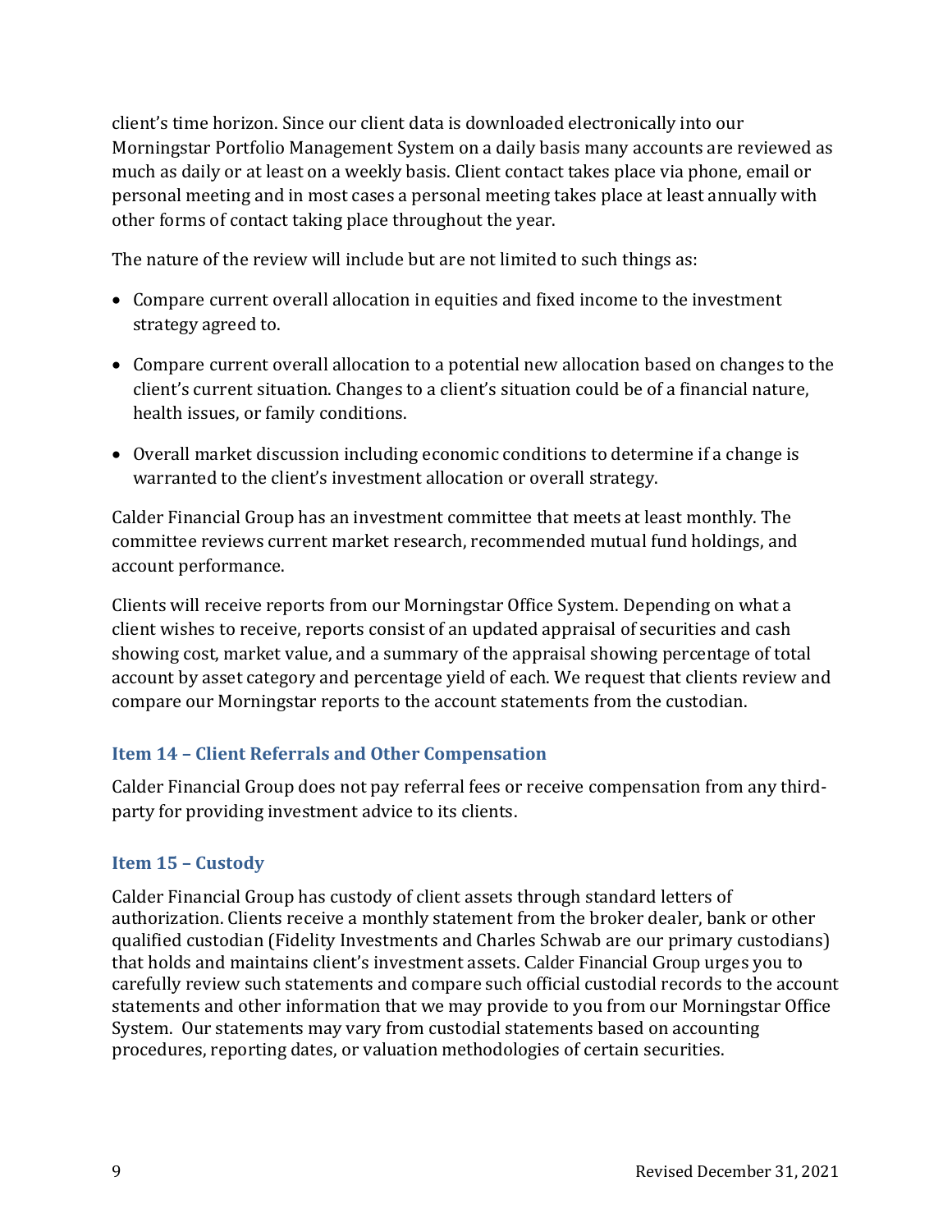client's time horizon. Since our client data is downloaded electronically into our Morningstar Portfolio Management System on a daily basis many accounts are reviewed as much as daily or at least on a weekly basis. Client contact takes place via phone, email or personal meeting and in most cases a personal meeting takes place at least annually with other forms of contact taking place throughout the year.

The nature of the review will include but are not limited to such things as:

- Compare current overall allocation in equities and fixed income to the investment strategy agreed to.
- Compare current overall allocation to a potential new allocation based on changes to the client's current situation. Changes to a client's situation could be of a financial nature, health issues, or family conditions.
- Overall market discussion including economic conditions to determine if a change is warranted to the client's investment allocation or overall strategy.

Calder Financial Group has an investment committee that meets at least monthly. The committee reviews current market research, recommended mutual fund holdings, and account performance.

Clients will receive reports from our Morningstar Office System. Depending on what a client wishes to receive, reports consist of an updated appraisal of securities and cash showing cost, market value, and a summary of the appraisal showing percentage of total account by asset category and percentage yield of each. We request that clients review and compare our Morningstar reports to the account statements from the custodian.

### Item 14 – Client Referrals and Other Compensation

Calder Financial Group does not pay referral fees or receive compensation from any third-party for providing investment advice to its clients.

### Item 15 – Custody

Calder Financial Group has custody of client assets through standard letters of authorization. Clients receive a monthly statement from the broker dealer, bank or other qualified custodian (Fidelity Investments and Charles Schwab are our primary custodians) that holds and maintains client's investment assets. Calder Financial Group urges you to carefully review such statements and compare such official custodial records to the account statements and other information that we may provide to you from our Morningstar Office System. Our statements may vary from custodial statements based on accounting procedures, reporting dates, or valuation methodologies of certain securities.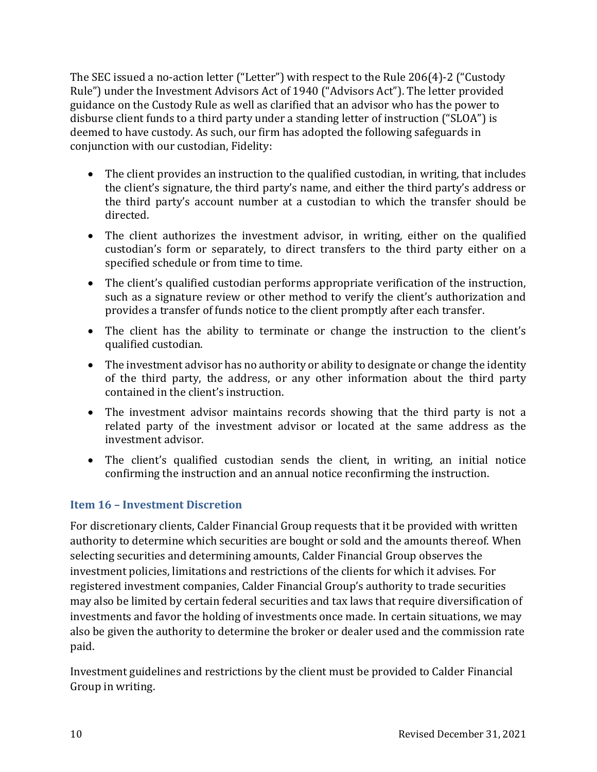The SEC issued a no-action letter ("Letter") with respect to the Rule 206(4)-2 ("Custody Rule") under the Investment Advisors Act of 1940 ("Advisors Act"). The letter provided guidance on the Custody Rule as well as clarified that an advisor who has the power to disburse client funds to a third party under a standing letter of instruction ("SLOA") is deemed to have custody. As such, our firm has adopted the following safeguards in conjunction with our custodian, Fidelity:

- The client provides an instruction to the qualified custodian, in writing, that includes the client's signature, the third party's name, and either the third party's address or the third party's account number at a custodian to which the transfer should be directed.
- The client authorizes the investment advisor, in writing, either on the qualified custodian's form or separately, to direct transfers to the third party either on a specified schedule or from time to time.
- The client's qualified custodian performs appropriate verification of the instruction, such as a signature review or other method to verify the client's authorization and provides a transfer of funds notice to the client promptly after each transfer.
- The client has the ability to terminate or change the instruction to the client's qualified custodian.
- The investment advisor has no authority or ability to designate or change the identity of the third party, the address, or any other information about the third party contained in the client's instruction.
- The investment advisor maintains records showing that the third party is not a related party of the investment advisor or located at the same address as the investment advisor.
- The client's qualified custodian sends the client, in writing, an initial notice confirming the instruction and an annual notice reconfirming the instruction.

## Item 16 – Investment Discretion

For discretionary clients, Calder Financial Group requests that it be provided with written authority to determine which securities are bought or sold and the amounts thereof. When selecting securities and determining amounts, Calder Financial Group observes the investment policies, limitations and restrictions of the clients for which it advises. For registered investment companies, Calder Financial Group's authority to trade securities may also be limited by certain federal securities and tax laws that require diversification of investments and favor the holding of investments once made. In certain situations, we may also be given the authority to determine the broker or dealer used and the commission rate paid.

Investment guidelines and restrictions by the client must be provided to Calder Financial Group in writing.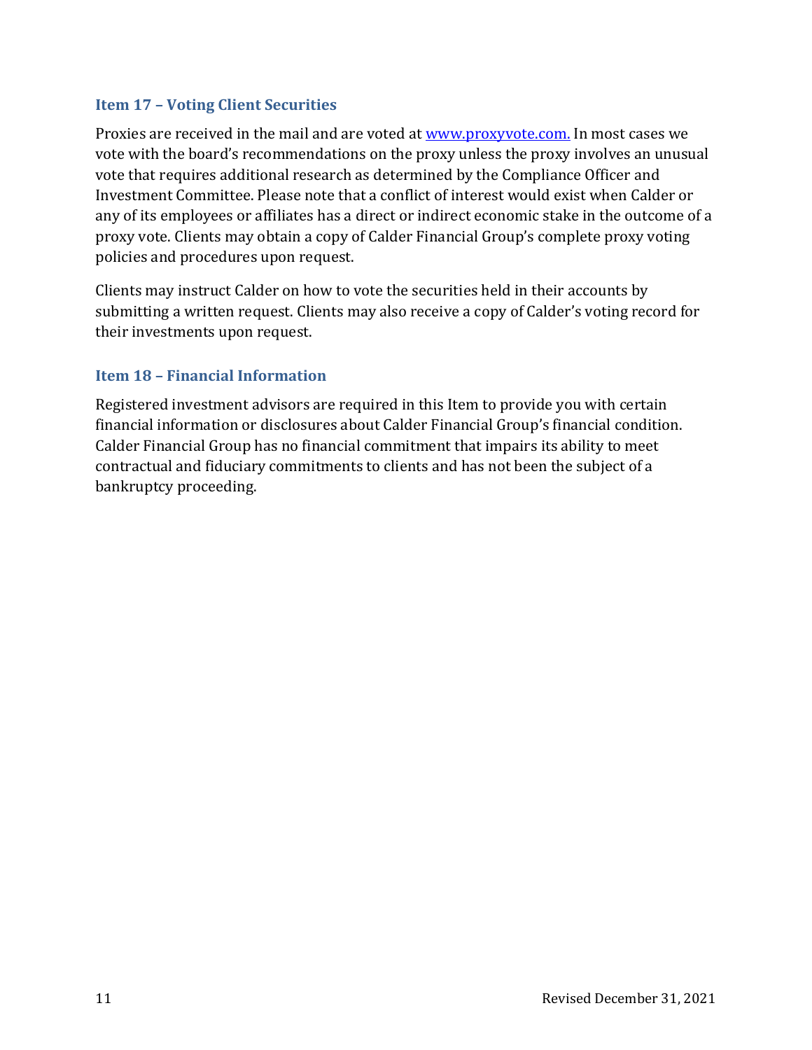## Item 17 – Voting Client Securities

Proxies are received in the mail and are voted at [www.proxyvote.com.](http://www.proxyvote.com) In most cases we vote with the board's recommendations on the proxy unless the proxy involves an unusual vote that requires additional research as determined by the Compliance Officer and Investment Committee. Please note that a conflict of interest would exist when Calder or any of its employees or affiliates has a direct or indirect economic stake in the outcome of a proxy vote. Clients may obtain a copy of Calder Financial Group's complete proxy voting policies and procedures upon request.

Clients may instruct Calder on how to vote the securities held in their accounts by submitting a written request. Clients may also receive a copy of Calder's voting record for their investments upon request.

## Item 18 – Financial Information

Registered investment advisors are required in this Item to provide you with certain financial information or disclosures about Calder Financial Group's financial condition. Calder Financial Group has no financial commitment that impairs its ability to meet contractual and fiduciary commitments to clients and has not been the subject of a bankruptcy proceeding.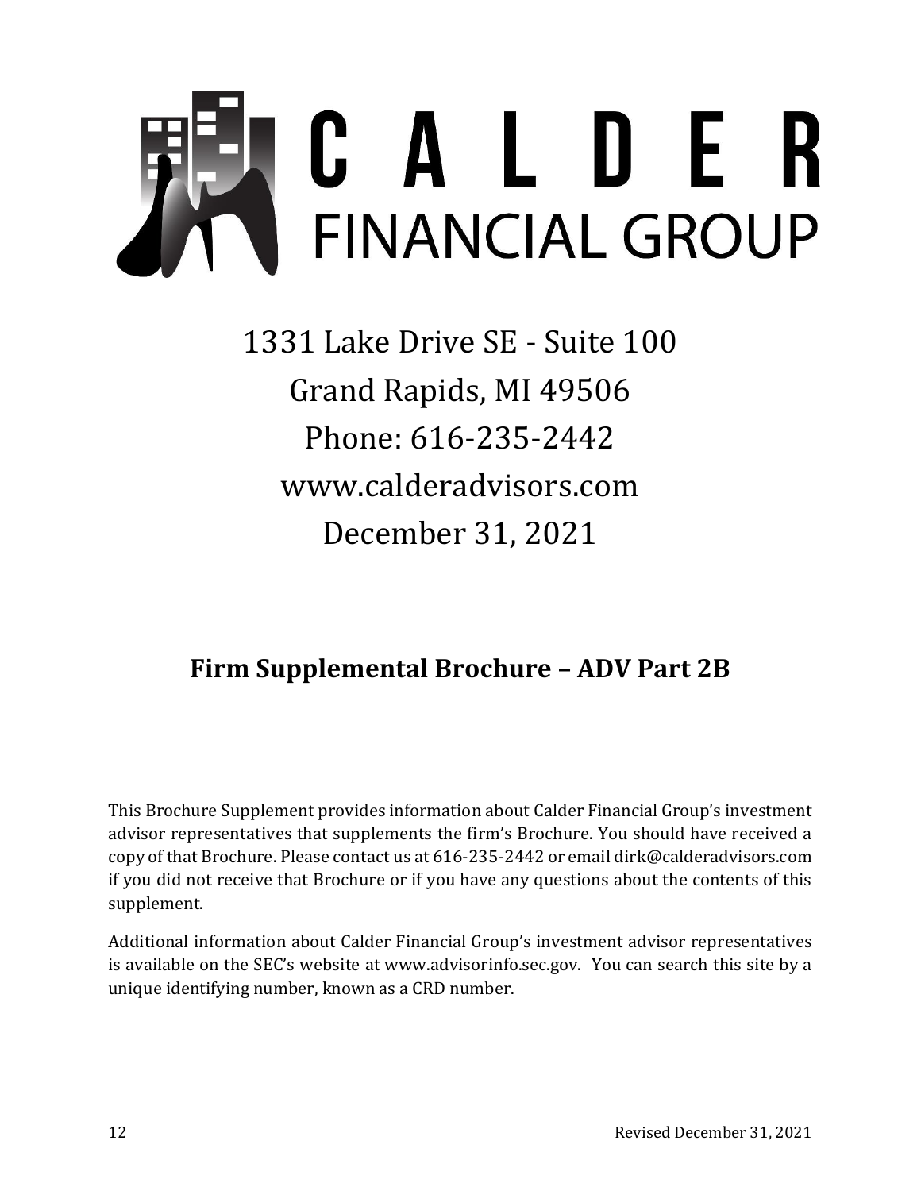# CALDER FINANCIAL GROUP

1331 Lake Drive SE - Suite 100

Grand Rapids, MI 49506

Phone: 616-235-2442

www.calderadvisors.com

December 31, 2021

## Firm Supplemental Brochure – ADV Part 2B

This Brochure Supplement provides information about Calder Financial Group's investment advisor representatives that supplements the firm's Brochure. You should have received a copy of that Brochure. Please contact us at 616-235-2442 or email dirk@calderadvisors.com if you did not receive that Brochure or if you have any questions about the contents of this supplement.

Additional information about Calder Financial Group's investment advisor representatives is available on the SEC's website at www.advisorinfo.sec.gov. You can search this site by a unique identifying number, known as a CRD number.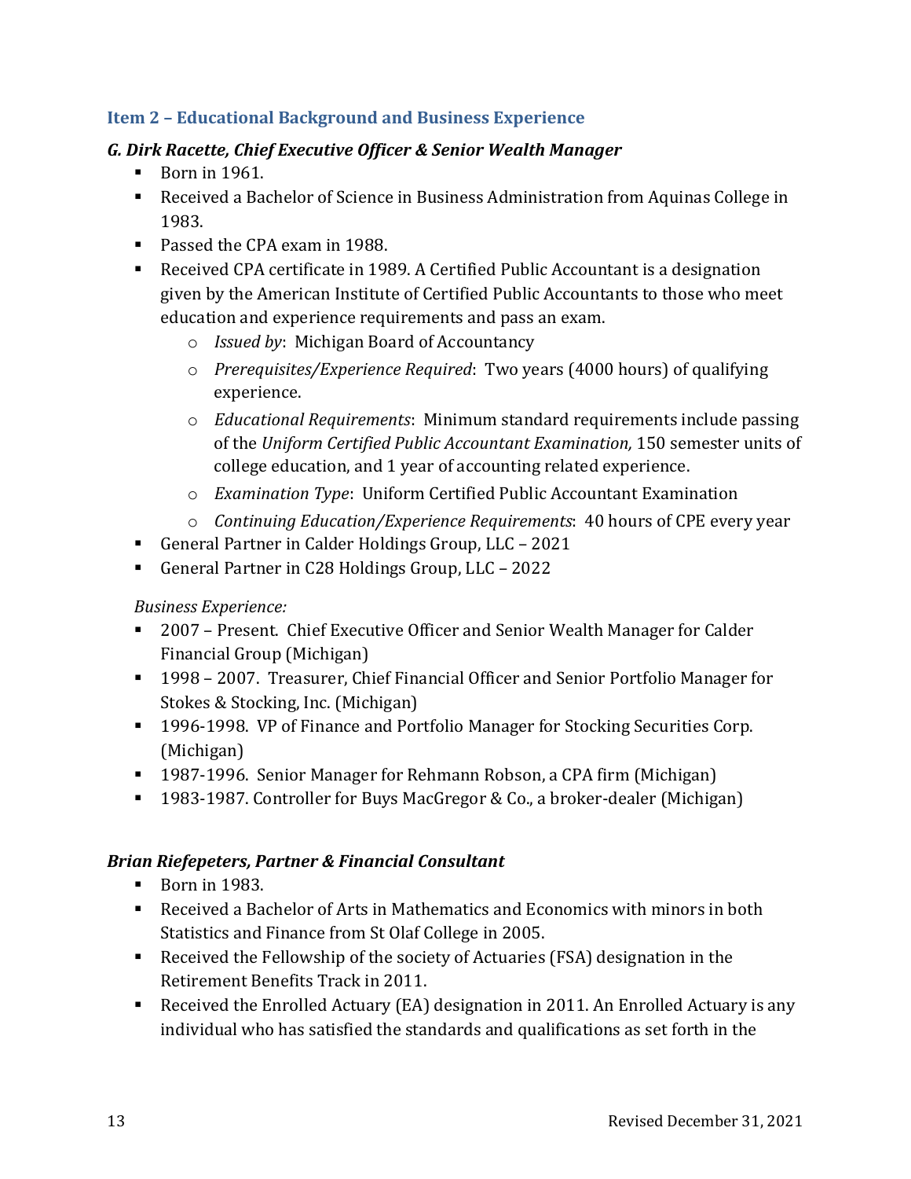## Item 2 – Educational Background and Business Experience

### *G. Dirk Racette, Chief Executive Officer & Senior Wealth Manager*

- Born in 1961.
- Received a Bachelor of Science in Business Administration from Aquinas College in 1983.
- Passed the CPA exam in 1988.
- Received CPA certificate in 1989. A Certified Public Accountant is a designation given by the American Institute of Certified Public Accountants to those who meet education and experience requirements and pass an exam.
  - *Issued by*: Michigan Board of Accountancy
  - *Prerequisites/Experience Required*: Two years (4000 hours) of qualifying experience.
  - *Educational Requirements*: Minimum standard requirements include passing of the *Uniform Certified Public Accountant Examination,* 150 semester units of college education, and 1 year of accounting related experience.
  - *Examination Type*: Uniform Certified Public Accountant Examination
  - *Continuing Education/Experience Requirements*: 40 hours of CPE every year
- General Partner in Calder Holdings Group, LLC – 2021
- General Partner in C28 Holdings Group, LLC – 2022

*Business Experience:*

- 2007 – Present. Chief Executive Officer and Senior Wealth Manager for Calder Financial Group (Michigan)
- 1998 – 2007. Treasurer, Chief Financial Officer and Senior Portfolio Manager for Stokes & Stocking, Inc. (Michigan)
- 1996-1998. VP of Finance and Portfolio Manager for Stocking Securities Corp. (Michigan)
- 1987-1996. Senior Manager for Rehmann Robson, a CPA firm (Michigan)
- 1983-1987. Controller for Buys MacGregor & Co., a broker-dealer (Michigan)

### *Brian Riefepeters, Partner & Financial Consultant*

- Born in 1983.
- Received a Bachelor of Arts in Mathematics and Economics with minors in both Statistics and Finance from St Olaf College in 2005.
- Received the Fellowship of the society of Actuaries (FSA) designation in the Retirement Benefits Track in 2011.
- Received the Enrolled Actuary (EA) designation in 2011. An Enrolled Actuary is any individual who has satisfied the standards and qualifications as set forth in the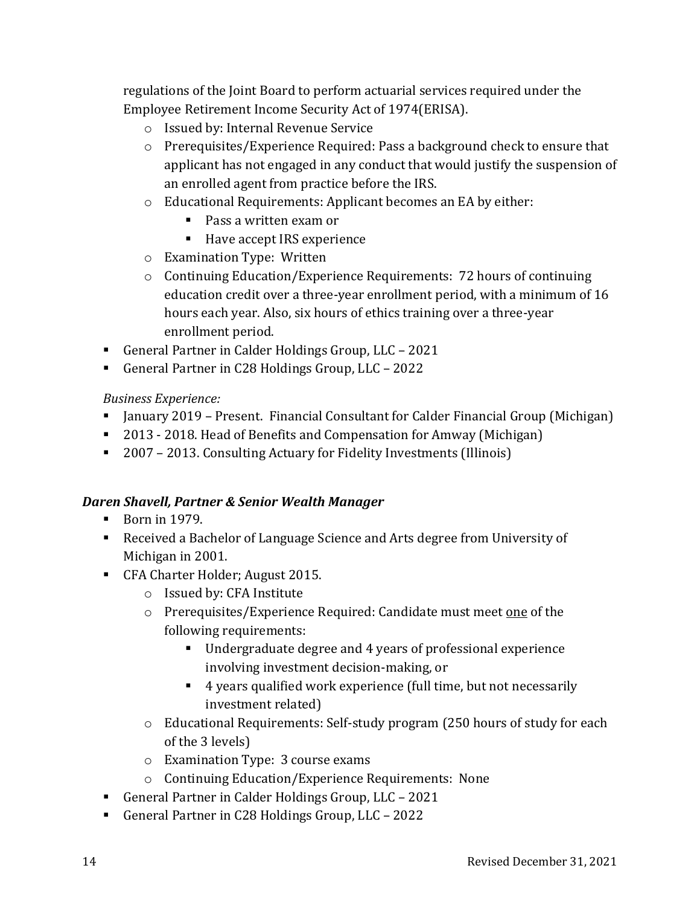regulations of the Joint Board to perform actuarial services required under the Employee Retirement Income Security Act of 1974(ERISA).

  - Issued by: Internal Revenue Service
  - Prerequisites/Experience Required: Pass a background check to ensure that applicant has not engaged in any conduct that would justify the suspension of an enrolled agent from practice before the IRS.
  - Educational Requirements: Applicant becomes an EA by either:
    - Pass a written exam or
    - Have accept IRS experience
  - Examination Type: Written
  - Continuing Education/Experience Requirements: 72 hours of continuing education credit over a three-year enrollment period, with a minimum of 16 hours each year. Also, six hours of ethics training over a three-year enrollment period.
- General Partner in Calder Holdings Group, LLC – 2021
- General Partner in C28 Holdings Group, LLC – 2022

*Business Experience:*

- January 2019 – Present. Financial Consultant for Calder Financial Group (Michigan)
- 2013 - 2018. Head of Benefits and Compensation for Amway (Michigan)
- 2007 – 2013. Consulting Actuary for Fidelity Investments (Illinois)

### *Daren Shavell, Partner & Senior Wealth Manager*

- Born in 1979.
- Received a Bachelor of Language Science and Arts degree from University of Michigan in 2001.
- CFA Charter Holder; August 2015.
  - Issued by: CFA Institute
  - Prerequisites/Experience Required: Candidate must meet one of the following requirements:
    - Undergraduate degree and 4 years of professional experience involving investment decision-making, or
    - 4 years qualified work experience (full time, but not necessarily investment related)
  - Educational Requirements: Self-study program (250 hours of study for each of the 3 levels)
  - Examination Type: 3 course exams
  - Continuing Education/Experience Requirements: None
- General Partner in Calder Holdings Group, LLC – 2021
- General Partner in C28 Holdings Group, LLC – 2022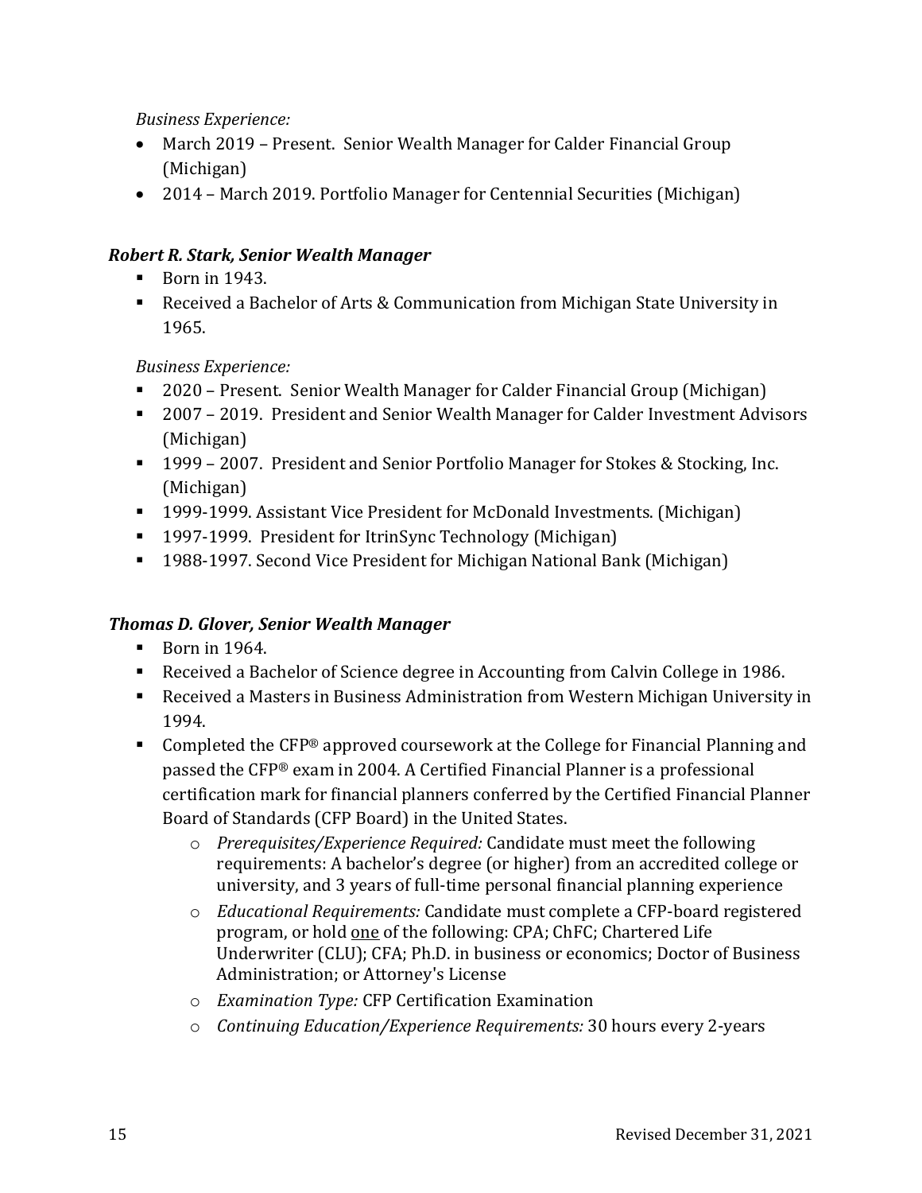*Business Experience:*

- March 2019 – Present. Senior Wealth Manager for Calder Financial Group (Michigan)
- 2014 – March 2019. Portfolio Manager for Centennial Securities (Michigan)

***Robert R. Stark, Senior Wealth Manager***

- Born in 1943.
- Received a Bachelor of Arts & Communication from Michigan State University in 1965.

*Business Experience:*

- 2020 – Present. Senior Wealth Manager for Calder Financial Group (Michigan)
- 2007 – 2019. President and Senior Wealth Manager for Calder Investment Advisors (Michigan)
- 1999 – 2007. President and Senior Portfolio Manager for Stokes & Stocking, Inc. (Michigan)
- 1999-1999. Assistant Vice President for McDonald Investments. (Michigan)
- 1997-1999. President for ItrinSync Technology (Michigan)
- 1988-1997. Second Vice President for Michigan National Bank (Michigan)

***Thomas D. Glover, Senior Wealth Manager***

- Born in 1964.
- Received a Bachelor of Science degree in Accounting from Calvin College in 1986.
- Received a Masters in Business Administration from Western Michigan University in 1994.
- Completed the CFP® approved coursework at the College for Financial Planning and passed the CFP® exam in 2004. A Certified Financial Planner is a professional certification mark for financial planners conferred by the Certified Financial Planner Board of Standards (CFP Board) in the United States.
  - *Prerequisites/Experience Required:* Candidate must meet the following requirements: A bachelor's degree (or higher) from an accredited college or university, and 3 years of full-time personal financial planning experience
  - *Educational Requirements:* Candidate must complete a CFP-board registered program, or hold one of the following: CPA; ChFC; Chartered Life Underwriter (CLU); CFA; Ph.D. in business or economics; Doctor of Business Administration; or Attorney's License
  - *Examination Type:* CFP Certification Examination
  - *Continuing Education/Experience Requirements:* 30 hours every 2-years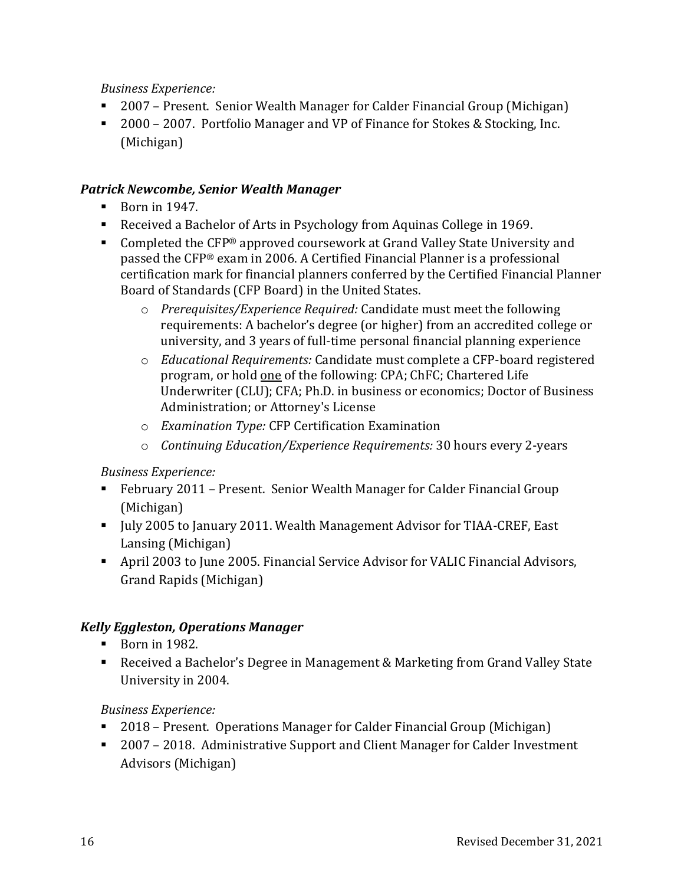*Business Experience:*

- 2007 – Present. Senior Wealth Manager for Calder Financial Group (Michigan)
- 2000 – 2007. Portfolio Manager and VP of Finance for Stokes & Stocking, Inc. (Michigan)

### *Patrick Newcombe, Senior Wealth Manager*

- Born in 1947.
- Received a Bachelor of Arts in Psychology from Aquinas College in 1969.
- Completed the CFP® approved coursework at Grand Valley State University and passed the CFP® exam in 2006. A Certified Financial Planner is a professional certification mark for financial planners conferred by the Certified Financial Planner Board of Standards (CFP Board) in the United States.
    - *Prerequisites/Experience Required:* Candidate must meet the following requirements: A bachelor's degree (or higher) from an accredited college or university, and 3 years of full-time personal financial planning experience
    - *Educational Requirements:* Candidate must complete a CFP-board registered program, or hold <u>one</u> of the following: CPA; ChFC; Chartered Life Underwriter (CLU); CFA; Ph.D. in business or economics; Doctor of Business Administration; or Attorney's License
    - *Examination Type:* CFP Certification Examination
    - *Continuing Education/Experience Requirements:* 30 hours every 2-years

*Business Experience:*

- February 2011 – Present. Senior Wealth Manager for Calder Financial Group (Michigan)
- July 2005 to January 2011. Wealth Management Advisor for TIAA-CREF, East Lansing (Michigan)
- April 2003 to June 2005. Financial Service Advisor for VALIC Financial Advisors, Grand Rapids (Michigan)

### *Kelly Eggleston, Operations Manager*

- Born in 1982.
- Received a Bachelor's Degree in Management & Marketing from Grand Valley State University in 2004.

*Business Experience:*

- 2018 – Present. Operations Manager for Calder Financial Group (Michigan)
- 2007 – 2018. Administrative Support and Client Manager for Calder Investment Advisors (Michigan)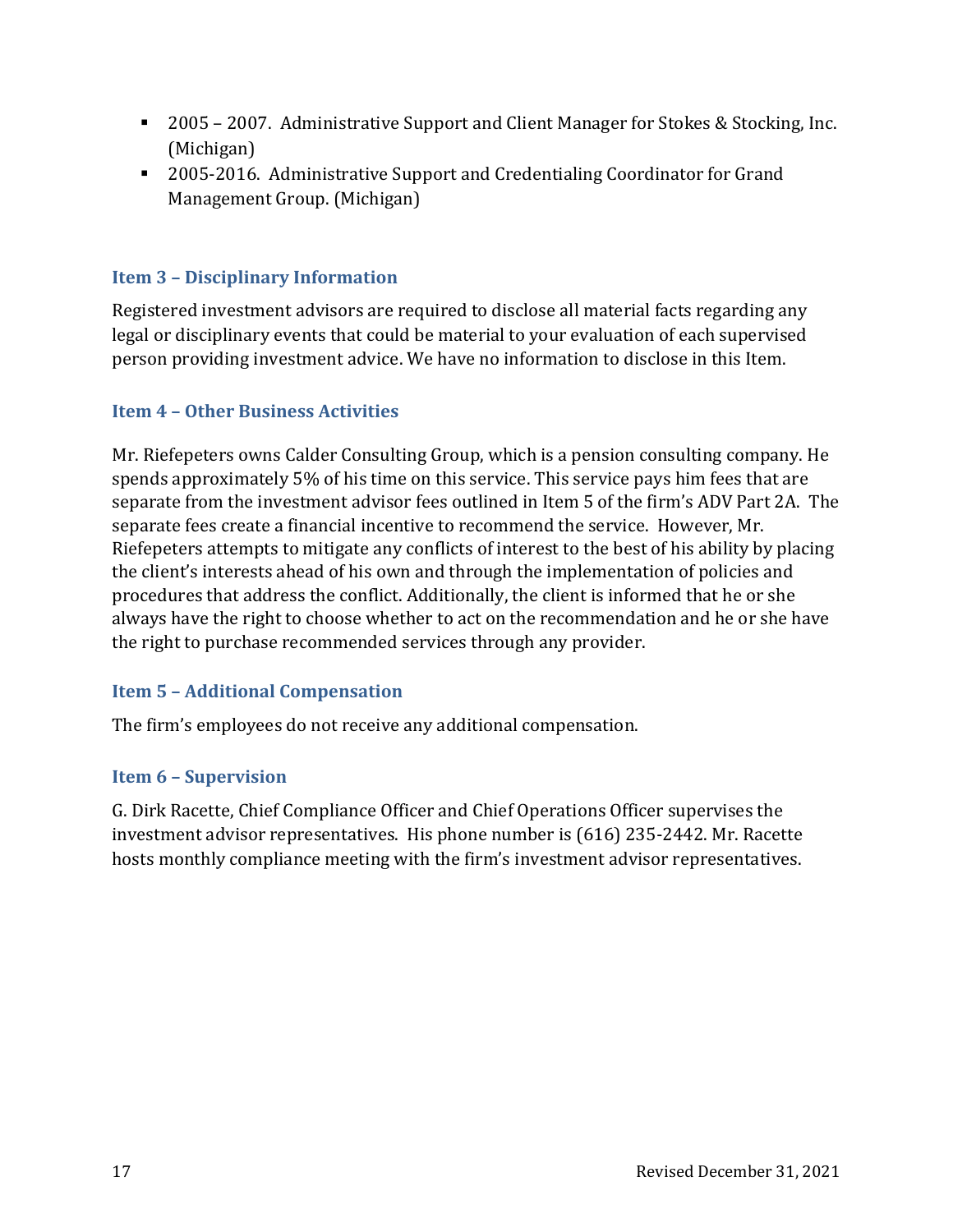- 2005 – 2007. Administrative Support and Client Manager for Stokes & Stocking, Inc. (Michigan)
- 2005-2016. Administrative Support and Credentialing Coordinator for Grand Management Group. (Michigan)

### Item 3 – Disciplinary Information

Registered investment advisors are required to disclose all material facts regarding any legal or disciplinary events that could be material to your evaluation of each supervised person providing investment advice. We have no information to disclose in this Item.

### Item 4 – Other Business Activities

Mr. Riefepeters owns Calder Consulting Group, which is a pension consulting company. He spends approximately 5% of his time on this service. This service pays him fees that are separate from the investment advisor fees outlined in Item 5 of the firm's ADV Part 2A. The separate fees create a financial incentive to recommend the service. However, Mr. Riefepeters attempts to mitigate any conflicts of interest to the best of his ability by placing the client's interests ahead of his own and through the implementation of policies and procedures that address the conflict. Additionally, the client is informed that he or she always have the right to choose whether to act on the recommendation and he or she have the right to purchase recommended services through any provider.

### Item 5 – Additional Compensation

The firm's employees do not receive any additional compensation.

### Item 6 – Supervision

G. Dirk Racette, Chief Compliance Officer and Chief Operations Officer supervises the investment advisor representatives. His phone number is (616) 235-2442. Mr. Racette hosts monthly compliance meeting with the firm's investment advisor representatives.